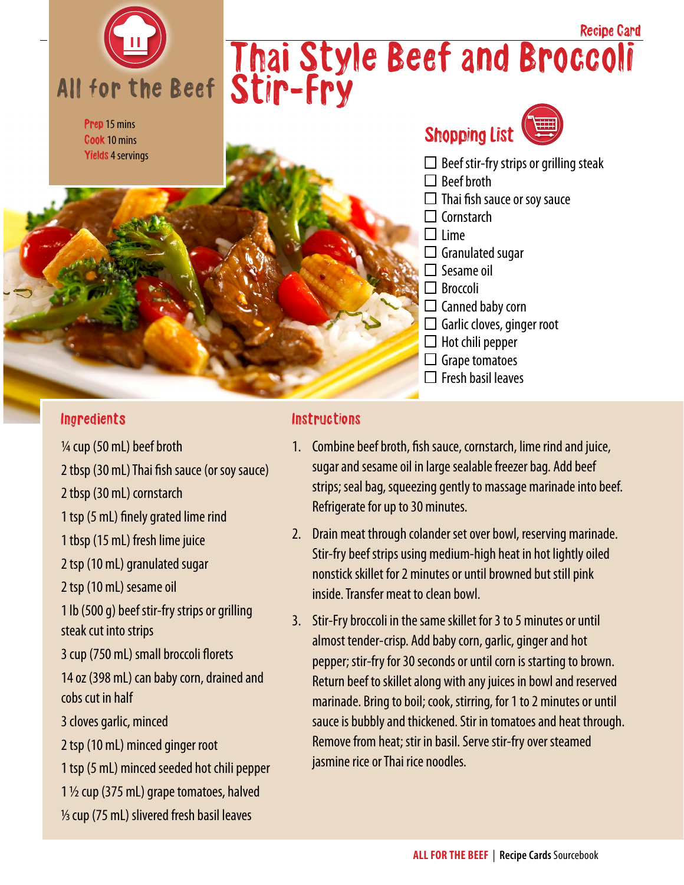Recipe Card

# Thai Style Beef and Broccoli Stir-Fry

All for the Beef

**Prep** 15 mins
**Cook** 10 mins
**Yields** 4 servings

## Shopping List

- ☐ Beef stir-fry strips or grilling steak
- ☐ Beef broth
- ☐ Thai fish sauce or soy sauce
- ☐ Cornstarch
- ☐ Lime
- ☐ Granulated sugar
- ☐ Sesame oil
- ☐ Broccoli
- ☐ Canned baby corn
- ☐ Garlic cloves, ginger root
- ☐ Hot chili pepper
- ☐ Grape tomatoes
- ☐ Fresh basil leaves

## Ingredients

¼ cup (50 mL) beef broth

2 tbsp (30 mL) Thai fish sauce (or soy sauce)

2 tbsp (30 mL) cornstarch

1 tsp (5 mL) finely grated lime rind

1 tbsp (15 mL) fresh lime juice

2 tsp (10 mL) granulated sugar

2 tsp (10 mL) sesame oil

1 lb (500 g) beef stir-fry strips or grilling steak cut into strips

3 cup (750 mL) small broccoli florets

14 oz (398 mL) can baby corn, drained and cobs cut in half

3 cloves garlic, minced

2 tsp (10 mL) minced ginger root

1 tsp (5 mL) minced seeded hot chili pepper

1 ½ cup (375 mL) grape tomatoes, halved

⅓ cup (75 mL) slivered fresh basil leaves

## Instructions

1. Combine beef broth, fish sauce, cornstarch, lime rind and juice, sugar and sesame oil in large sealable freezer bag. Add beef strips; seal bag, squeezing gently to massage marinade into beef. Refrigerate for up to 30 minutes.
2. Drain meat through colander set over bowl, reserving marinade. Stir-fry beef strips using medium-high heat in hot lightly oiled nonstick skillet for 2 minutes or until browned but still pink inside. Transfer meat to clean bowl.
3. Stir-Fry broccoli in the same skillet for 3 to 5 minutes or until almost tender-crisp. Add baby corn, garlic, ginger and hot pepper; stir-fry for 30 seconds or until corn is starting to brown. Return beef to skillet along with any juices in bowl and reserved marinade. Bring to boil; cook, stirring, for 1 to 2 minutes or until sauce is bubbly and thickened. Stir in tomatoes and heat through. Remove from heat; stir in basil. Serve stir-fry over steamed jasmine rice or Thai rice noodles.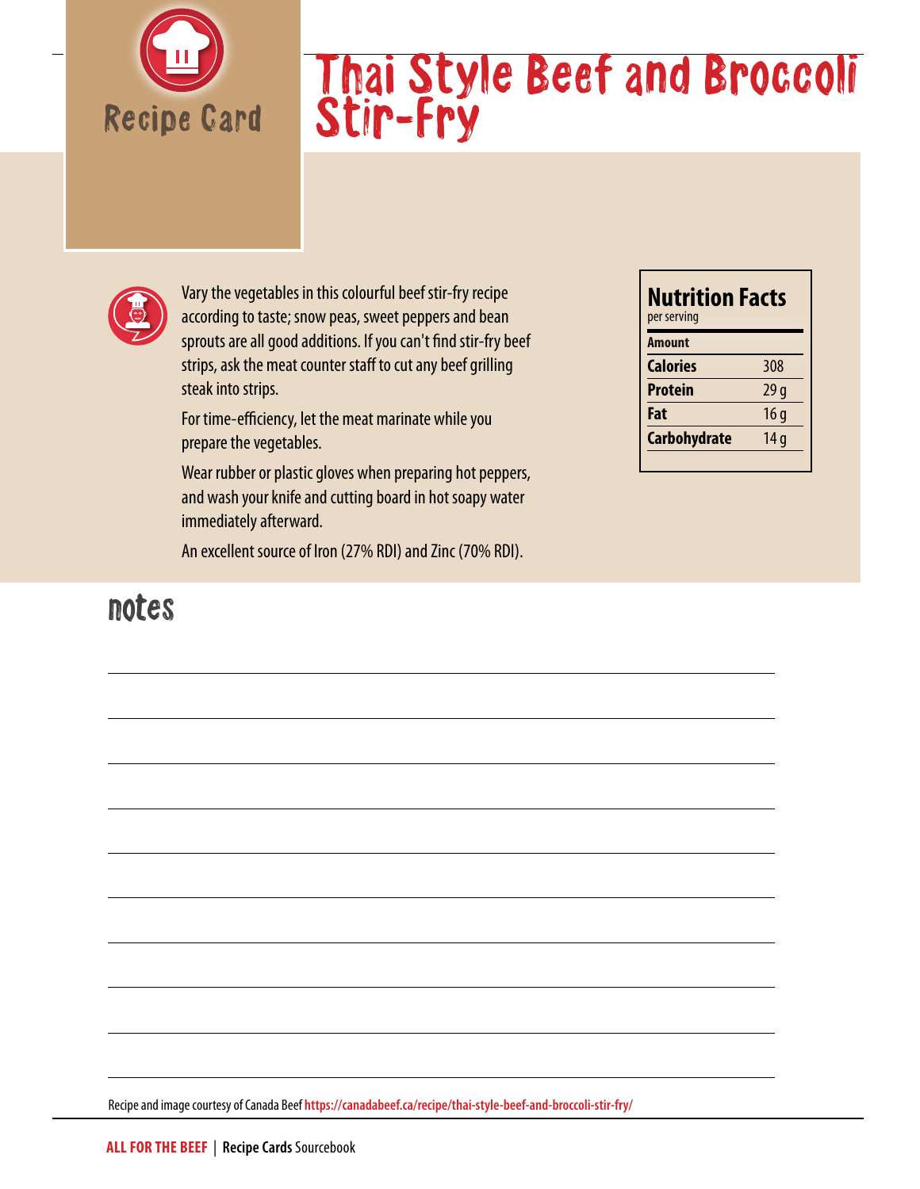Recipe Card

# Thai Style Beef and Broccoli Stir-Fry

Vary the vegetables in this colourful beef stir-fry recipe according to taste; snow peas, sweet peppers and bean sprouts are all good additions. If you can't find stir-fry beef strips, ask the meat counter staff to cut any beef grilling steak into strips.

For time-efficiency, let the meat marinate while you prepare the vegetables.

Wear rubber or plastic gloves when preparing hot peppers, and wash your knife and cutting board in hot soapy water immediately afterward.

An excellent source of Iron (27% RDI) and Zinc (70% RDI).

**Nutrition Facts**
per serving

| Amount | |
|---|---|
| **Calories** | 308 |
| **Protein** | 29 g |
| **Fat** | 16 g |
| **Carbohydrate** | 14 g |

## notes

Recipe and image courtesy of Canada Beef https://canadabeef.ca/recipe/thai-style-beef-and-broccoli-stir-fry/